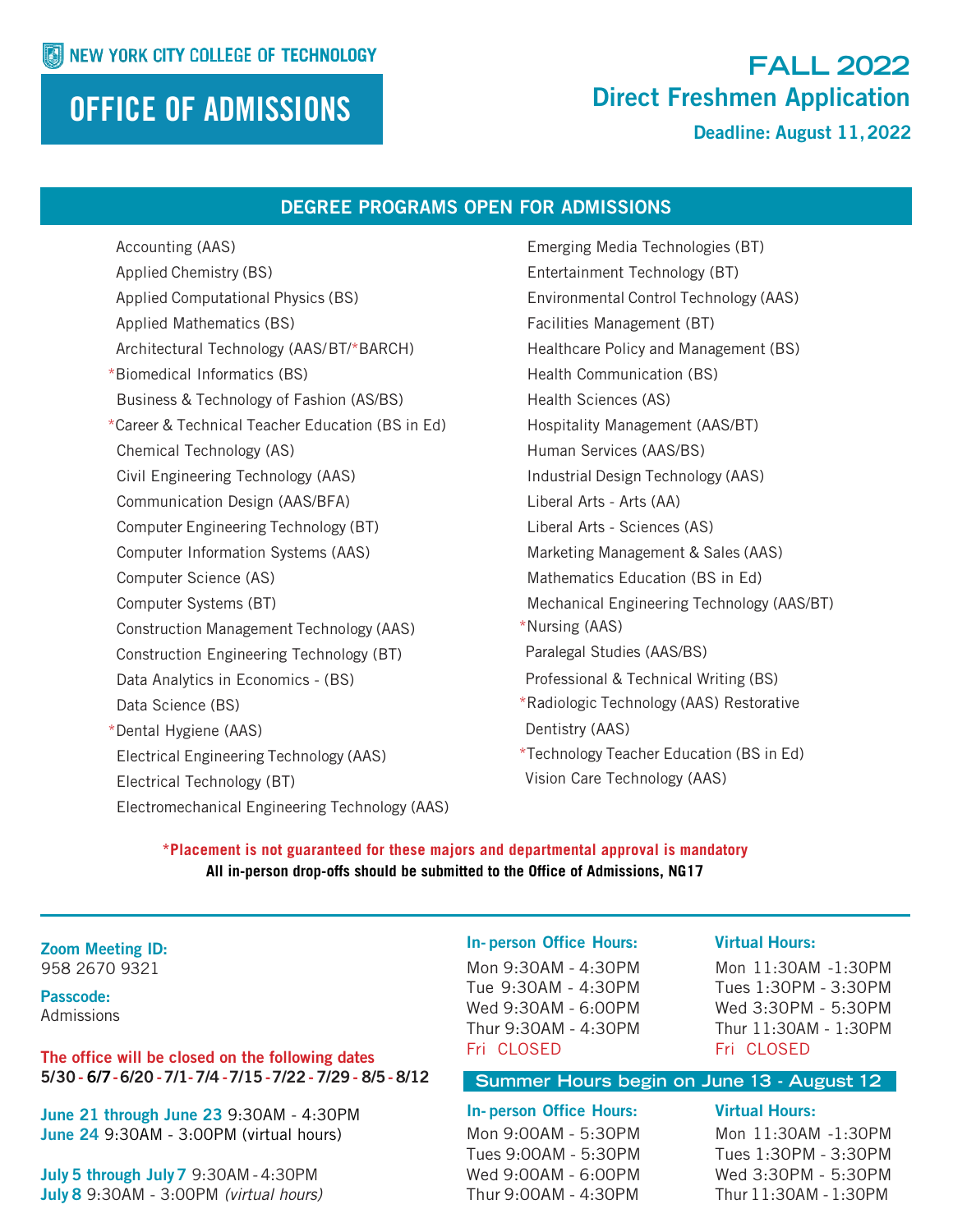NEW YORK CITY COLLEGE OF TECHNOLOGY

# OFFICE OF ADMISSIONS

## FALL 2022
## Direct Freshmen Application
**Deadline: August 11, 2022**

## DEGREE PROGRAMS OPEN FOR ADMISSIONS

- Accounting (AAS)
- Applied Chemistry (BS)
- Applied Computational Physics (BS)
- Applied Mathematics (BS)
- Architectural Technology (AAS/BT/*BARCH)
- *Biomedical Informatics (BS)
- Business & Technology of Fashion (AS/BS)
- *Career & Technical Teacher Education (BS in Ed)
- Chemical Technology (AS)
- Civil Engineering Technology (AAS)
- Communication Design (AAS/BFA)
- Computer Engineering Technology (BT)
- Computer Information Systems (AAS)
- Computer Science (AS)
- Computer Systems (BT)
- Construction Management Technology (AAS)
- Construction Engineering Technology (BT)
- Data Analytics in Economics - (BS)
- Data Science (BS)
- *Dental Hygiene (AAS)
- Electrical Engineering Technology (AAS)
- Electrical Technology (BT)
- Electromechanical Engineering Technology (AAS)
- Emerging Media Technologies (BT)
- Entertainment Technology (BT)
- Environmental Control Technology (AAS)
- Facilities Management (BT)
- Healthcare Policy and Management (BS)
- Health Communication (BS)
- Health Sciences (AS)
- Hospitality Management (AAS/BT)
- Human Services (AAS/BS)
- Industrial Design Technology (AAS)
- Liberal Arts - Arts (AA)
- Liberal Arts - Sciences (AS)
- Marketing Management & Sales (AAS)
- Mathematics Education (BS in Ed)
- Mechanical Engineering Technology (AAS/BT)
- *Nursing (AAS)
- Paralegal Studies (AAS/BS)
- Professional & Technical Writing (BS)
- *Radiologic Technology (AAS) Restorative Dentistry (AAS)
- *Technology Teacher Education (BS in Ed)
- Vision Care Technology (AAS)

**\*Placement is not guaranteed for these majors and departmental approval is mandatory**

**All in-person drop-offs should be submitted to the Office of Admissions, NG17**

**Zoom Meeting ID:**
958 2670 9321

**Passcode:**
Admissions

**The office will be closed on the following dates**
**5/30 - 6/7 - 6/20 - 7/1 - 7/4 - 7/15 - 7/22 - 7/29 - 8/5 - 8/12**

**June 21 through June 23** 9:30AM - 4:30PM
**June 24** 9:30AM - 3:00PM (virtual hours)

**July 5 through July 7** 9:30AM - 4:30PM
**July 8** 9:30AM - 3:00PM *(virtual hours)*

| In-person Office Hours: | Virtual Hours: |
|---|---|
| Mon 9:30AM - 4:30PM | Mon 11:30AM -1:30PM |
| Tue 9:30AM - 4:30PM | Tues 1:30PM - 3:30PM |
| Wed 9:30AM - 6:00PM | Wed 3:30PM - 5:30PM |
| Thur 9:30AM - 4:30PM | Thur 11:30AM - 1:30PM |
| Fri CLOSED | Fri CLOSED |

**Summer Hours begin on June 13 - August 12**

| In-person Office Hours: | Virtual Hours: |
|---|---|
| Mon 9:00AM - 5:30PM | Mon 11:30AM -1:30PM |
| Tues 9:00AM - 5:30PM | Tues 1:30PM - 3:30PM |
| Wed 9:00AM - 6:00PM | Wed 3:30PM - 5:30PM |
| Thur 9:00AM - 4:30PM | Thur 11:30AM - 1:30PM |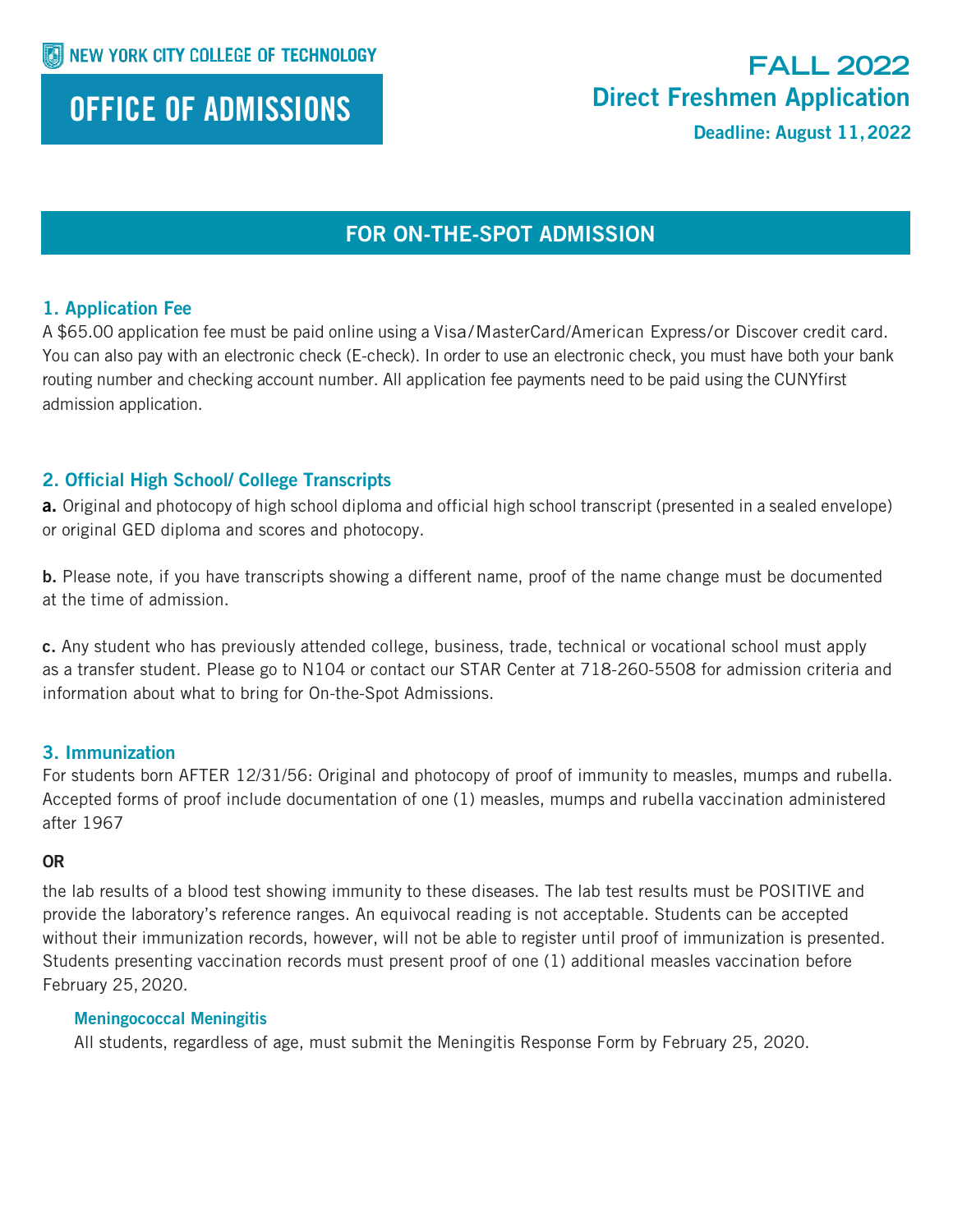NEW YORK CITY COLLEGE OF TECHNOLOGY

# OFFICE OF ADMISSIONS

## FALL 2022
## Direct Freshmen Application
**Deadline: August 11, 2022**

## FOR ON-THE-SPOT ADMISSION

### 1. Application Fee

A $65.00 application fee must be paid online using a Visa/MasterCard/American Express/or Discover credit card. You can also pay with an electronic check (E-check). In order to use an electronic check, you must have both your bank routing number and checking account number. All application fee payments need to be paid using the CUNYfirst admission application.

### 2. Official High School/ College Transcripts

**a.** Original and photocopy of high school diploma and official high school transcript (presented in a sealed envelope) or original GED diploma and scores and photocopy.

**b.** Please note, if you have transcripts showing a different name, proof of the name change must be documented at the time of admission.

**c.** Any student who has previously attended college, business, trade, technical or vocational school must apply as a transfer student. Please go to N104 or contact our STAR Center at 718-260-5508 for admission criteria and information about what to bring for On-the-Spot Admissions.

### 3. Immunization

For students born AFTER 12/31/56: Original and photocopy of proof of immunity to measles, mumps and rubella. Accepted forms of proof include documentation of one (1) measles, mumps and rubella vaccination administered after 1967

**OR**

the lab results of a blood test showing immunity to these diseases. The lab test results must be POSITIVE and provide the laboratory's reference ranges. An equivocal reading is not acceptable. Students can be accepted without their immunization records, however, will not be able to register until proof of immunization is presented. Students presenting vaccination records must present proof of one (1) additional measles vaccination before February 25, 2020.

#### Meningococcal Meningitis

All students, regardless of age, must submit the Meningitis Response Form by February 25, 2020.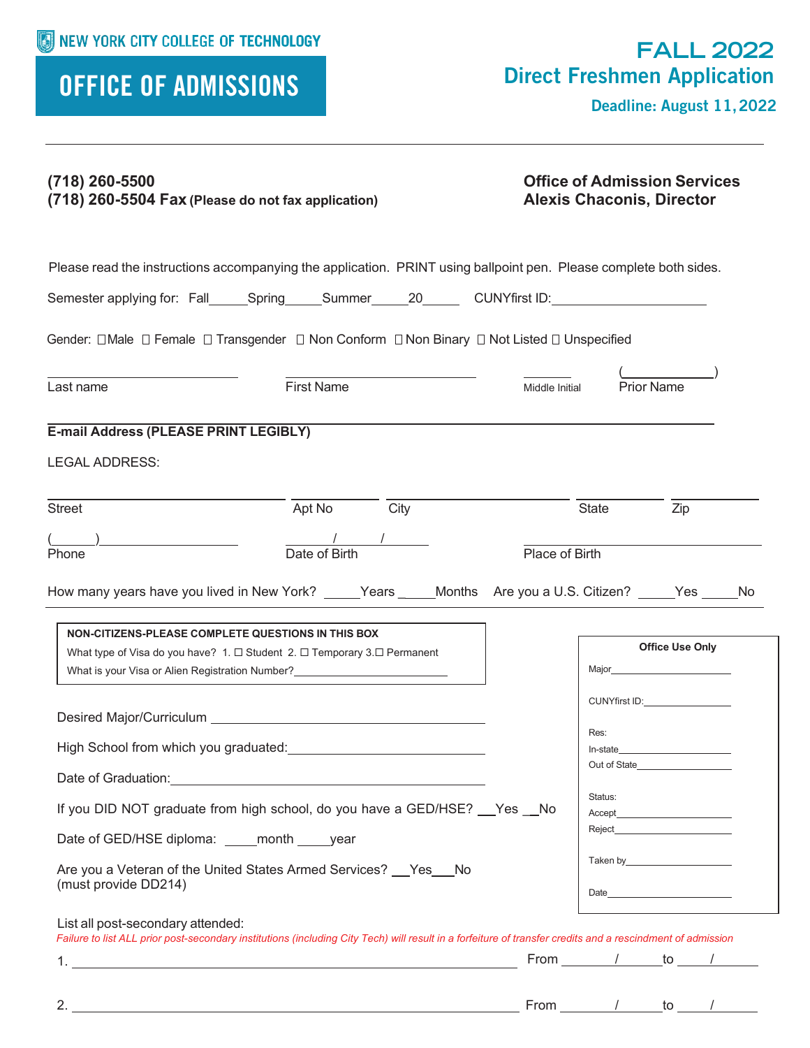NEW YORK CITY COLLEGE OF TECHNOLOGY

# OFFICE OF ADMISSIONS

# FALL 2022
## Direct Freshmen Application
**Deadline: August 11, 2022**

---

**(718) 260-5500**
**(718) 260-5504 Fax (Please do not fax application)**

**Office of Admission Services**
**Alexis Chaconis, Director**

Please read the instructions accompanying the application. PRINT using ballpoint pen. Please complete both sides.

Semester applying for: Fall_____Spring_____Summer_____20_____ CUNYfirst ID:____________________

Gender: ☐Male ☐ Female ☐ Transgender ☐ Non Conform ☐ Non Binary ☐ Not Listed ☐ Unspecified

________________ Last name ________________ First Name _____ Middle Initial (__________) Prior Name

**E-mail Address (PLEASE PRINT LEGIBLY)** ____________________________________________

LEGAL ADDRESS:

________________ Street ________ Apt No ________________ City ________ State ________ Zip

(_____)________________ Phone _____/_____/_____ Date of Birth ________________ Place of Birth

How many years have you lived in New York? _____Years _____Months Are you a U.S. Citizen? _____Yes _____No

**NON-CITIZENS-PLEASE COMPLETE QUESTIONS IN THIS BOX**

What type of Visa do you have? 1. ☐ Student 2. ☐ Temporary 3.☐ Permanent

What is your Visa or Alien Registration Number?________________________

**Office Use Only**

Major____________________

CUNYfirst ID:______________

Res:

In-state__________________

Out of State_______________

Status:

Accept___________________

Reject____________________

Taken by_________________

Date_____________________

Desired Major/Curriculum ________________________________

High School from which you graduated:________________________

Date of Graduation:________________________________

If you DID NOT graduate from high school, do you have a GED/HSE? __Yes __No

Date of GED/HSE diploma: _____month _____year

Are you a Veteran of the United States Armed Services? __Yes__No
(must provide DD214)

List all post-secondary attended:

*Failure to list ALL prior post-secondary institutions (including City Tech) will result in a forfeiture of transfer credits and a rescindment of admission*

1. ________________________________________ From _____/_____to _____/_____

2. ________________________________________ From _____/_____to _____/_____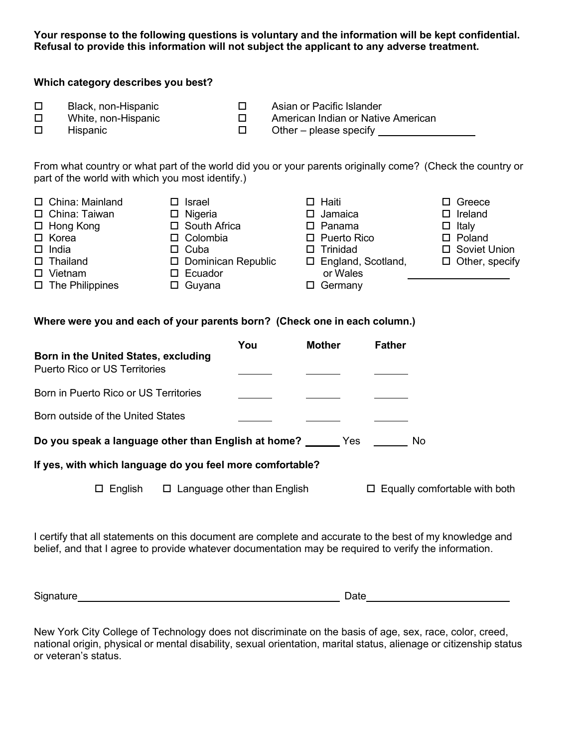**Your response to the following questions is voluntary and the information will be kept confidential. Refusal to provide this information will not subject the applicant to any adverse treatment.**

**Which category describes you best?**

- ☐ Black, non-Hispanic
- ☐ White, non-Hispanic
- ☐ Hispanic
- ☐ Asian or Pacific Islander
- ☐ American Indian or Native American
- ☐ Other – please specify ________________

From what country or what part of the world did you or your parents originally come? (Check the country or part of the world with which you most identify.)

- ☐ China: Mainland
- ☐ China: Taiwan
- ☐ Hong Kong
- ☐ Korea
- ☐ India
- ☐ Thailand
- ☐ Vietnam
- ☐ The Philippines
- ☐ Israel
- ☐ Nigeria
- ☐ South Africa
- ☐ Colombia
- ☐ Cuba
- ☐ Dominican Republic
- ☐ Ecuador
- ☐ Guyana
- ☐ Haiti
- ☐ Jamaica
- ☐ Panama
- ☐ Puerto Rico
- ☐ Trinidad
- ☐ England, Scotland, or Wales
- ☐ Germany
- ☐ Greece
- ☐ Ireland
- ☐ Italy
- ☐ Poland
- ☐ Soviet Union
- ☐ Other, specify ________________

**Where were you and each of your parents born? (Check one in each column.)**

| | You | Mother | Father |
|---|---|---|---|
| **Born in the United States, excluding** Puerto Rico or US Territories | ______ | ______ | ______ |
| Born in Puerto Rico or US Territories | ______ | ______ | ______ |
| Born outside of the United States | ______ | ______ | ______ |

**Do you speak a language other than English at home?** ______ Yes ______ No

**If yes, with which language do you feel more comfortable?**

☐ English ☐ Language other than English ☐ Equally comfortable with both

I certify that all statements on this document are complete and accurate to the best of my knowledge and belief, and that I agree to provide whatever documentation may be required to verify the information.

Signature________________________________________ Date______________________

New York City College of Technology does not discriminate on the basis of age, sex, race, color, creed, national origin, physical or mental disability, sexual orientation, marital status, alienage or citizenship status or veteran's status.